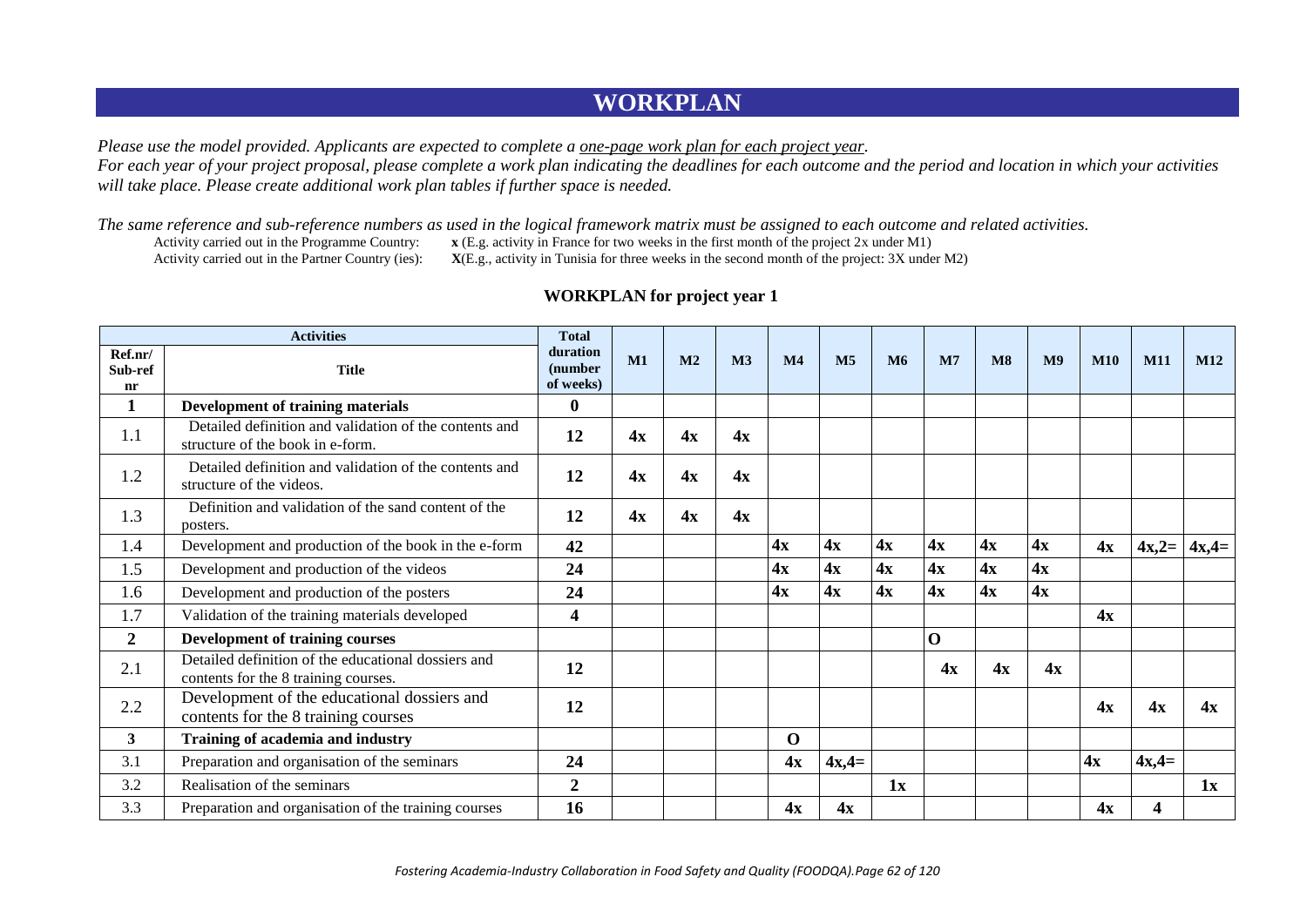# WORKPLAN

*Please use the model provided. Applicants are expected to complete a one-page work plan for each project year.*
*For each year of your project proposal, please complete a work plan indicating the deadlines for each outcome and the period and location in which your activities will take place. Please create additional work plan tables if further space is needed.*

*The same reference and sub-reference numbers as used in the logical framework matrix must be assigned to each outcome and related activities.*

Activity carried out in the Programme Country: **x** (E.g. activity in France for two weeks in the first month of the project 2x under M1)
Activity carried out in the Partner Country (ies): **X**(E.g., activity in Tunisia for three weeks in the second month of the project: 3X under M2)

## WORKPLAN for project year 1

| Activities | | Total duration (number of weeks) | M1 | M2 | M3 | M4 | M5 | M6 | M7 | M8 | M9 | M10 | M11 | M12 |
|---|---|---|---|---|---|---|---|---|---|---|---|---|---|---|
| Ref.nr/ Sub-ref nr | Title | | | | | | | | | | | | | |
| **1** | **Development of training materials** | **0** | | | | | | | | | | | | |
| 1.1 | Detailed definition and validation of the contents and structure of the book in e-form. | **12** | **4x** | **4x** | **4x** | | | | | | | | | |
| 1.2 | Detailed definition and validation of the contents and structure of the videos. | **12** | **4x** | **4x** | **4x** | | | | | | | | | |
| 1.3 | Definition and validation of the sand content of the posters. | **12** | **4x** | **4x** | **4x** | | | | | | | | | |
| 1.4 | Development and production of the book in the e-form | **42** | | | | **4x** | **4x** | **4x** | **4x** | **4x** | **4x** | **4x** | **4x,2=** | **4x,4=** |
| 1.5 | Development and production of the videos | **24** | | | | **4x** | **4x** | **4x** | **4x** | **4x** | **4x** | | | |
| 1.6 | Development and production of the posters | **24** | | | | **4x** | **4x** | **4x** | **4x** | **4x** | **4x** | | | |
| 1.7 | Validation of the training materials developed | **4** | | | | | | | | | | **4x** | | |
| **2** | **Development of training courses** | | | | | | | | **O** | | | | | |
| 2.1 | Detailed definition of the educational dossiers and contents for the 8 training courses. | **12** | | | | | | | **4x** | **4x** | **4x** | | | |
| 2.2 | Development of the educational dossiers and contents for the 8 training courses | **12** | | | | | | | | | | **4x** | **4x** | **4x** |
| **3** | **Training of academia and industry** | | | | | **O** | | | | | | | | |
| 3.1 | Preparation and organisation of the seminars | **24** | | | | **4x** | **4x,4=** | | | | | **4x** | **4x,4=** | |
| 3.2 | Realisation of the seminars | **2** | | | | | | **1x** | | | | | | **1x** |
| 3.3 | Preparation and organisation of the training courses | **16** | | | | **4x** | **4x** | | | | | **4x** | **4** | |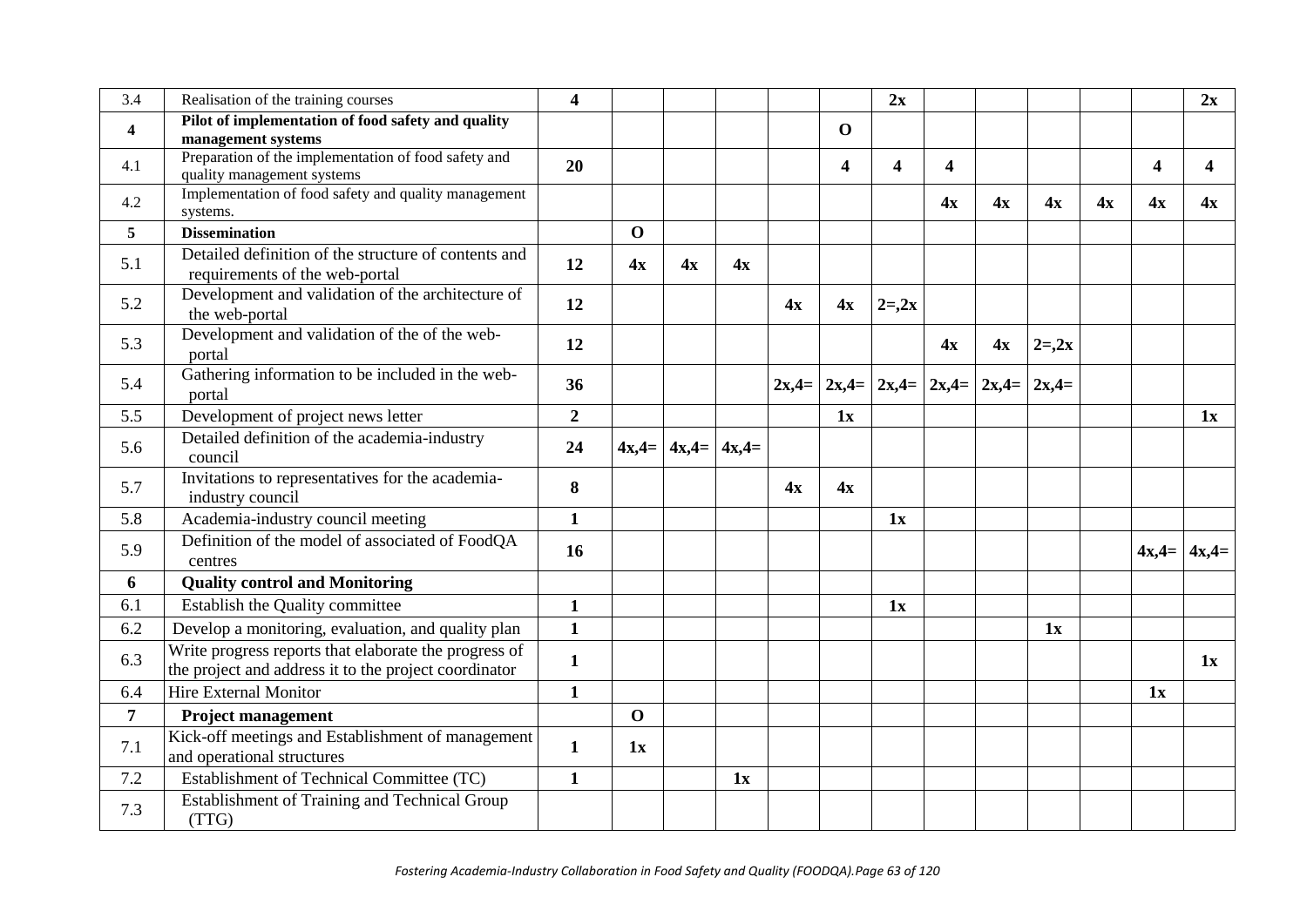| 3.4 | Realisation of the training courses | **4** | | | | | | **2x** | | | | | | **2x** |
|---|---|---|---|---|---|---|---|---|---|---|---|---|---|---|
| **4** | **Pilot of implementation of food safety and quality management systems** | | | | | | **O** | | | | | | | |
| 4.1 | Preparation of the implementation of food safety and quality management systems | **20** | | | | | **4** | **4** | **4** | | | | **4** | **4** |
| 4.2 | Implementation of food safety and quality management systems. | | | | | | | | **4x** | **4x** | **4x** | **4x** | **4x** | **4x** |
| **5** | **Dissemination** | | **O** | | | | | | | | | | | |
| 5.1 | Detailed definition of the structure of contents and requirements of the web-portal | **12** | **4x** | **4x** | **4x** | | | | | | | | | |
| 5.2 | Development and validation of the architecture of the web-portal | **12** | | | | **4x** | **4x** | **2=,2x** | | | | | | |
| 5.3 | Development and validation of the of the web-portal | **12** | | | | | | | **4x** | **4x** | **2=,2x** | | | |
| 5.4 | Gathering information to be included in the web-portal | **36** | | | | **2x,4=** | **2x,4=** | **2x,4=** | **2x,4=** | **2x,4=** | **2x,4=** | | | |
| 5.5 | Development of project news letter | **2** | | | | | **1x** | | | | | | | **1x** |
| 5.6 | Detailed definition of the academia-industry council | **24** | **4x,4=** | **4x,4=** | **4x,4=** | | | | | | | | | |
| 5.7 | Invitations to representatives for the academia-industry council | **8** | | | | **4x** | **4x** | | | | | | | |
| 5.8 | Academia-industry council meeting | **1** | | | | | | **1x** | | | | | | |
| 5.9 | Definition of the model of associated of FoodQA centres | **16** | | | | | | | | | | | **4x,4=** | **4x,4=** |
| **6** | **Quality control and Monitoring** | | | | | | | | | | | | | |
| 6.1 | Establish the Quality committee | **1** | | | | | | **1x** | | | | | | |
| 6.2 | Develop a monitoring, evaluation, and quality plan | **1** | | | | | | | | | **1x** | | | |
| 6.3 | Write progress reports that elaborate the progress of the project and address it to the project coordinator | **1** | | | | | | | | | | | | **1x** |
| 6.4 | Hire External Monitor | **1** | | | | | | | | | | | **1x** | |
| **7** | **Project management** | | **O** | | | | | | | | | | | |
| 7.1 | Kick-off meetings and Establishment of management and operational structures | **1** | **1x** | | | | | | | | | | | |
| 7.2 | Establishment of Technical Committee (TC) | **1** | | | **1x** | | | | | | | | | |
| 7.3 | Establishment of Training and Technical Group (TTG) | | | | | | | | | | | | | |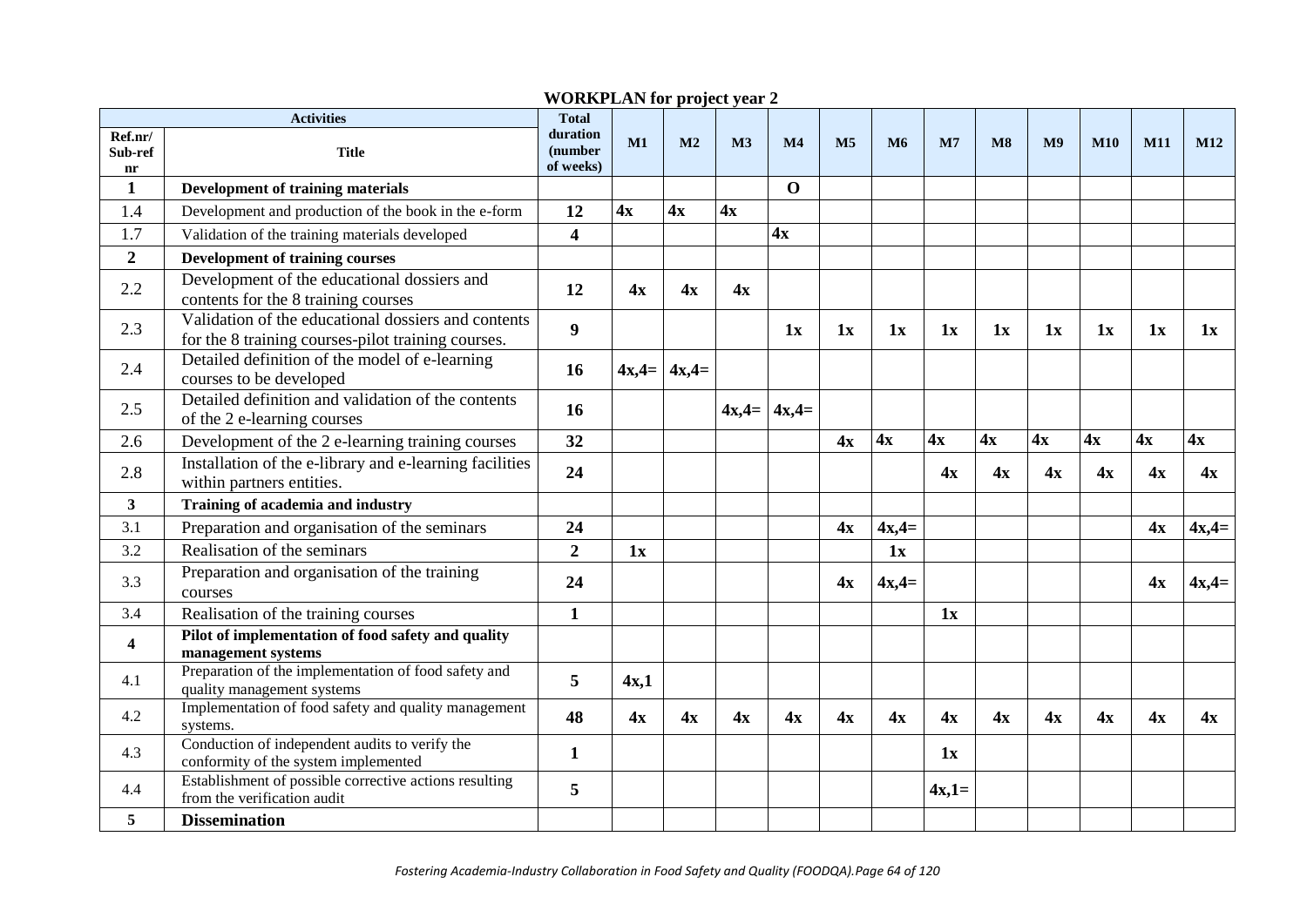## WORKPLAN for project year 2

| Activities | | Total duration (number of weeks) | M1 | M2 | M3 | M4 | M5 | M6 | M7 | M8 | M9 | M10 | M11 | M12 |
|---|---|---|---|---|---|---|---|---|---|---|---|---|---|---|
| Ref.nr/ Sub-ref nr | Title | | | | | | | | | | | | | |
| **1** | **Development of training materials** | | | | | **O** | | | | | | | | |
| 1.4 | Development and production of the book in the e-form | **12** | **4x** | **4x** | **4x** | | | | | | | | | |
| 1.7 | Validation of the training materials developed | **4** | | | | **4x** | | | | | | | | |
| **2** | **Development of training courses** | | | | | | | | | | | | | |
| 2.2 | Development of the educational dossiers and contents for the 8 training courses | **12** | **4x** | **4x** | **4x** | | | | | | | | | |
| 2.3 | Validation of the educational dossiers and contents for the 8 training courses-pilot training courses. | **9** | | | | **1x** | **1x** | **1x** | **1x** | **1x** | **1x** | **1x** | **1x** | **1x** |
| 2.4 | Detailed definition of the model of e-learning courses to be developed | **16** | **4x,4=** | **4x,4=** | | | | | | | | | | |
| 2.5 | Detailed definition and validation of the contents of the 2 e-learning courses | **16** | | | **4x,4=** | **4x,4=** | | | | | | | | |
| 2.6 | Development of the 2 e-learning training courses | **32** | | | | | **4x** | **4x** | **4x** | **4x** | **4x** | **4x** | **4x** | **4x** |
| 2.8 | Installation of the e-library and e-learning facilities within partners entities. | **24** | | | | | | | **4x** | **4x** | **4x** | **4x** | **4x** | **4x** |
| **3** | **Training of academia and industry** | | | | | | | | | | | | | |
| 3.1 | Preparation and organisation of the seminars | **24** | | | | | **4x** | **4x,4=** | | | | | **4x** | **4x,4=** |
| 3.2 | Realisation of the seminars | **2** | **1x** | | | | | **1x** | | | | | | |
| 3.3 | Preparation and organisation of the training courses | **24** | | | | | **4x** | **4x,4=** | | | | | **4x** | **4x,4=** |
| 3.4 | Realisation of the training courses | **1** | | | | | | | **1x** | | | | | |
| **4** | **Pilot of implementation of food safety and quality management systems** | | | | | | | | | | | | | |
| 4.1 | Preparation of the implementation of food safety and quality management systems | **5** | **4x,1** | | | | | | | | | | | |
| 4.2 | Implementation of food safety and quality management systems. | **48** | **4x** | **4x** | **4x** | **4x** | **4x** | **4x** | **4x** | **4x** | **4x** | **4x** | **4x** | **4x** |
| 4.3 | Conduction of independent audits to verify the conformity of the system implemented | **1** | | | | | | | **1x** | | | | | |
| 4.4 | Establishment of possible corrective actions resulting from the verification audit | **5** | | | | | | | **4x,1=** | | | | | |
| **5** | **Dissemination** | | | | | | | | | | | | | |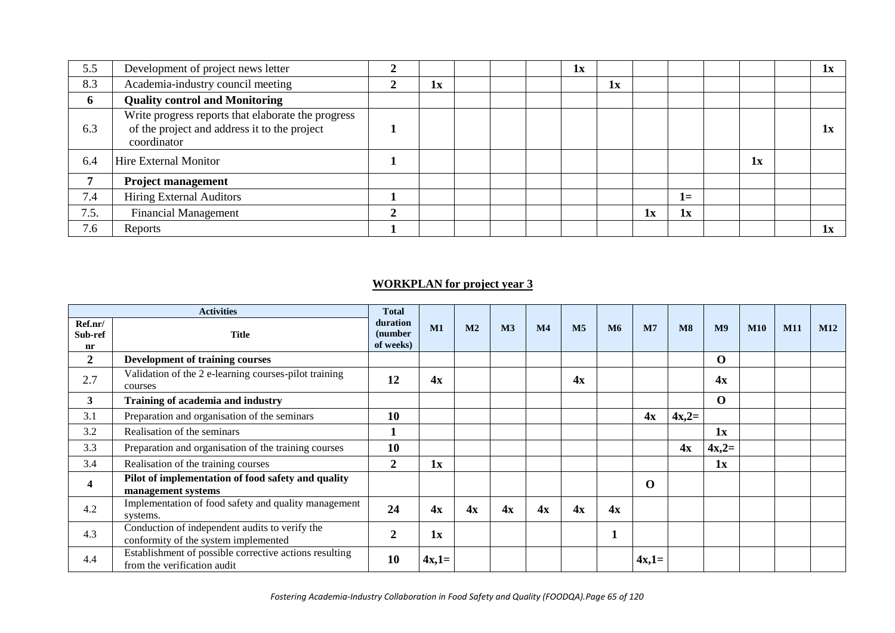| 5.5 | Development of project news letter | 2 | | | | | 1x | | | | | | | 1x |
|---|---|---|---|---|---|---|---|---|---|---|---|---|---|---|
| 8.3 | Academia-industry council meeting | 2 | 1x | | | | | 1x | | | | | | |
| **6** | **Quality control and Monitoring** | | | | | | | | | | | | | |
| 6.3 | Write progress reports that elaborate the progress of the project and address it to the project coordinator | 1 | | | | | | | | | | | | 1x |
| 6.4 | Hire External Monitor | 1 | | | | | | | | | | 1x | | |
| **7** | **Project management** | | | | | | | | | | | | | |
| 7.4 | Hiring External Auditors | 1 | | | | | | | | 1= | | | | |
| 7.5. | Financial Management | 2 | | | | | | | 1x | 1x | | | | |
| 7.6 | Reports | 1 | | | | | | | | | | | | 1x |

## WORKPLAN for project year 3

| Activities | | Total duration (number of weeks) | M1 | M2 | M3 | M4 | M5 | M6 | M7 | M8 | M9 | M10 | M11 | M12 |
|---|---|---|---|---|---|---|---|---|---|---|---|---|---|---|
| Ref.nr/ Sub-ref nr | Title | | | | | | | | | | | | | |
| **2** | **Development of training courses** | | | | | | | | | | **O** | | | |
| 2.7 | Validation of the 2 e-learning courses-pilot training courses | 12 | 4x | | | | 4x | | | | 4x | | | |
| **3** | **Training of academia and industry** | | | | | | | | | | **O** | | | |
| 3.1 | Preparation and organisation of the seminars | 10 | | | | | | | 4x | 4x,2= | | | | |
| 3.2 | Realisation of the seminars | 1 | | | | | | | | | 1x | | | |
| 3.3 | Preparation and organisation of the training courses | 10 | | | | | | | | 4x | 4x,2= | | | |
| 3.4 | Realisation of the training courses | 2 | 1x | | | | | | | | 1x | | | |
| **4** | **Pilot of implementation of food safety and quality management systems** | | | | | | | | **O** | | | | | |
| 4.2 | Implementation of food safety and quality management systems. | 24 | 4x | 4x | 4x | 4x | 4x | 4x | | | | | | |
| 4.3 | Conduction of independent audits to verify the conformity of the system implemented | 2 | 1x | | | | | 1 | | | | | | |
| 4.4 | Establishment of possible corrective actions resulting from the verification audit | 10 | 4x,1= | | | | | | 4x,1= | | | | | |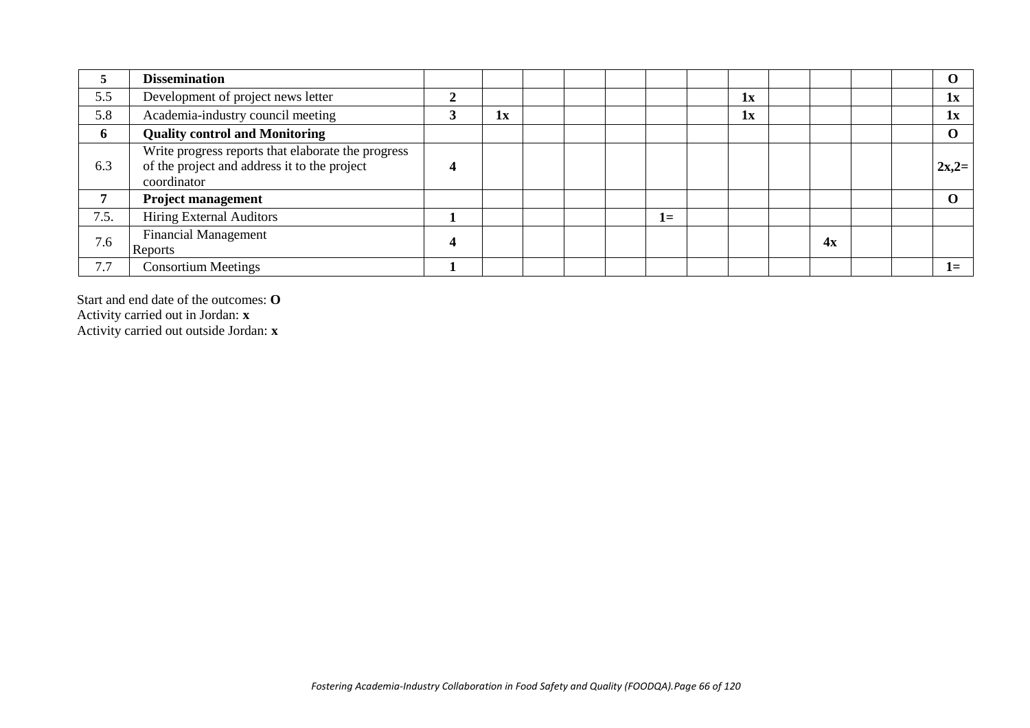| | | | | | | | | | | | | | | |
|---|---|---|---|---|---|---|---|---|---|---|---|---|---|---|
| **5** | **Dissemination** | | | | | | | | | | | | | **O** |
| 5.5 | Development of project news letter | **2** | | | | | | | **1x** | | | | | **1x** |
| 5.8 | Academia-industry council meeting | **3** | **1x** | | | | | | **1x** | | | | | **1x** |
| **6** | **Quality control and Monitoring** | | | | | | | | | | | | | **O** |
| 6.3 | Write progress reports that elaborate the progress of the project and address it to the project coordinator | **4** | | | | | | | | | | | | **2x,2=** |
| **7** | **Project management** | | | | | | | | | | | | | **O** |
| 7.5. | Hiring External Auditors | **1** | | | | | **1=** | | | | | | | |
| 7.6 | Financial Management Reports | **4** | | | | | | | | | **4x** | | | |
| 7.7 | Consortium Meetings | **1** | | | | | | | | | | | | **1=** |

Start and end date of the outcomes: **O**
Activity carried out in Jordan: **x**
Activity carried out outside Jordan: **x**